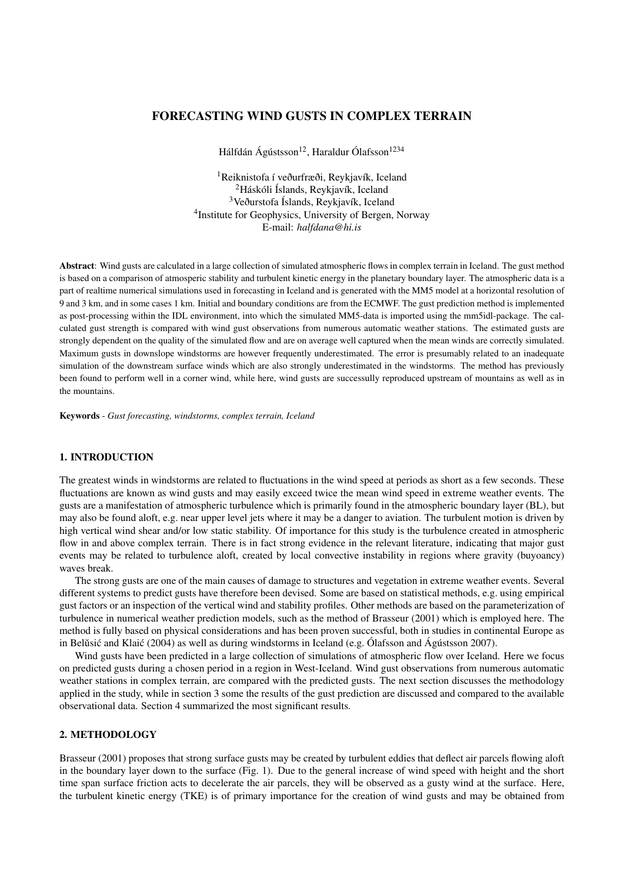# FORECASTING WIND GUSTS IN COMPLEX TERRAIN

Hálfdán Ágústsson[1,2], Haraldur Ólafsson[1,2,3,4]

[1]Reiknistofa í veðurfræði, Reykjavík, Iceland
[2]Háskóli Íslands, Reykjavík, Iceland
[3]Veðurstofa Íslands, Reykjavík, Iceland
[4]Institute for Geophysics, University of Bergen, Norway
E-mail: *halfdana@hi.is*

**Abstract**: Wind gusts are calculated in a large collection of simulated atmospheric flows in complex terrain in Iceland. The gust method is based on a comparison of atmosperic stability and turbulent kinetic energy in the planetary boundary layer. The atmospheric data is a part of realtime numerical simulations used in forecasting in Iceland and is generated with the MM5 model at a horizontal resolution of 9 and 3 km, and in some cases 1 km. Initial and boundary conditions are from the ECMWF. The gust prediction method is implemented as post-processing within the IDL environment, into which the simulated MM5-data is imported using the mm5idl-package. The calculated gust strength is compared with wind gust observations from numerous automatic weather stations. The estimated gusts are strongly dependent on the quality of the simulated flow and are on average well captured when the mean winds are correctly simulated. Maximum gusts in downslope windstorms are however frequently underestimated. The error is presumably related to an inadequate simulation of the downstream surface winds which are also strongly underestimated in the windstorms. The method has previously been found to perform well in a corner wind, while here, wind gusts are successully reproduced upstream of mountains as well as in the mountains.

**Keywords** - *Gust forecasting, windstorms, complex terrain, Iceland*

## 1. INTRODUCTION

The greatest winds in windstorms are related to fluctuations in the wind speed at periods as short as a few seconds. These fluctuations are known as wind gusts and may easily exceed twice the mean wind speed in extreme weather events. The gusts are a manifestation of atmospheric turbulence which is primarily found in the atmospheric boundary layer (BL), but may also be found aloft, e.g. near upper level jets where it may be a danger to aviation. The turbulent motion is driven by high vertical wind shear and/or low static stability. Of importance for this study is the turbulence created in atmospheric flow in and above complex terrain. There is in fact strong evidence in the relevant literature, indicating that major gust events may be related to turbulence aloft, created by local convective instability in regions where gravity (buyoancy) waves break.

The strong gusts are one of the main causes of damage to structures and vegetation in extreme weather events. Several different systems to predict gusts have therefore been devised. Some are based on statistical methods, e.g. using empirical gust factors or an inspection of the vertical wind and stability profiles. Other methods are based on the parameterization of turbulence in numerical weather prediction models, such as the method of Brasseur (2001) which is employed here. The method is fully based on physical considerations and has been proven successful, both in studies in continental Europe as in Belušić and Klaić (2004) as well as during windstorms in Iceland (e.g. Ólafsson and Ágústsson 2007).

Wind gusts have been predicted in a large collection of simulations of atmospheric flow over Iceland. Here we focus on predicted gusts during a chosen period in a region in West-Iceland. Wind gust observations from numerous automatic weather stations in complex terrain, are compared with the predicted gusts. The next section discusses the methodology applied in the study, while in section 3 some the results of the gust prediction are discussed and compared to the available observational data. Section 4 summarized the most significant results.

## 2. METHODOLOGY

Brasseur (2001) proposes that strong surface gusts may be created by turbulent eddies that deflect air parcels flowing aloft in the boundary layer down to the surface (Fig. 1). Due to the general increase of wind speed with height and the short time span surface friction acts to decelerate the air parcels, they will be observed as a gusty wind at the surface. Here, the turbulent kinetic energy (TKE) is of primary importance for the creation of wind gusts and may be obtained from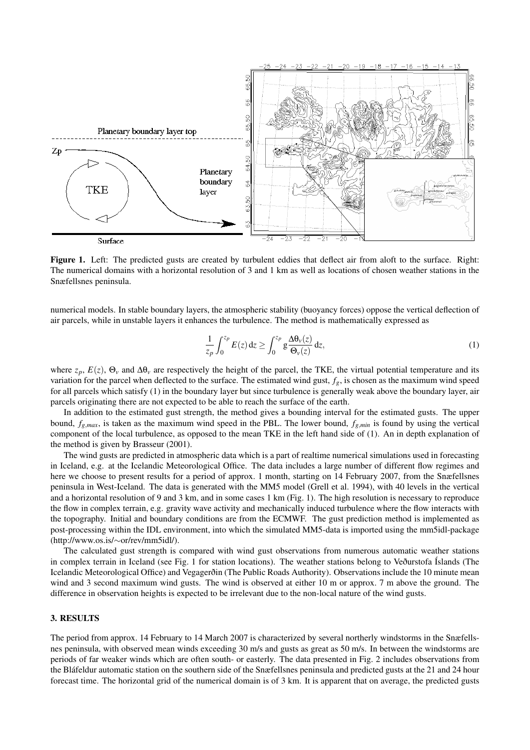**Figure 1.** Left: The predicted gusts are created by turbulent eddies that deflect air from aloft to the surface. Right: The numerical domains with a horizontal resolution of 3 and 1 km as well as locations of chosen weather stations in the Snæfellsnes peninsula.

numerical models. In stable boundary layers, the atmospheric stability (buoyancy forces) oppose the vertical deflection of air parcels, while in unstable layers it enhances the turbulence. The method is mathematically expressed as

$$\frac{1}{z_p}\int_0^{z_p} E(z)\,\mathrm{d}z \geq \int_0^{z_p} g\frac{\Delta\theta_v(z)}{\Theta_v(z)}\,\mathrm{d}z, \tag{1}$$

where $z_p$, $E(z)$, $\Theta_v$ and $\Delta\theta_v$ are respectively the height of the parcel, the TKE, the virtual potential temperature and its variation for the parcel when deflected to the surface. The estimated wind gust, $f_g$, is chosen as the maximum wind speed for all parcels which satisfy (1) in the boundary layer but since turbulence is generally weak above the boundary layer, air parcels originating there are not expected to be able to reach the surface of the earth.

In addition to the estimated gust strength, the method gives a bounding interval for the estimated gusts. The upper bound, $f_{g,max}$, is taken as the maximum wind speed in the PBL. The lower bound, $f_{g,min}$ is found by using the vertical component of the local turbulence, as opposed to the mean TKE in the left hand side of (1). An in depth explanation of the method is given by Brasseur (2001).

The wind gusts are predicted in atmospheric data which is a part of realtime numerical simulations used in forecasting in Iceland, e.g. at the Icelandic Meteorological Office. The data includes a large number of different flow regimes and here we choose to present results for a period of approx. 1 month, starting on 14 February 2007, from the Snæfellsnes peninsula in West-Iceland. The data is generated with the MM5 model (Grell et al. 1994), with 40 levels in the vertical and a horizontal resolution of 9 and 3 km, and in some cases 1 km (Fig. 1). The high resolution is necessary to reproduce the flow in complex terrain, e.g. gravity wave activity and mechanically induced turbulence where the flow interacts with the topography. Initial and boundary conditions are from the ECMWF. The gust prediction method is implemented as post-processing within the IDL environment, into which the simulated MM5-data is imported using the mm5idl-package (http://www.os.is/∼or/rev/mm5idl/).

The calculated gust strength is compared with wind gust observations from numerous automatic weather stations in complex terrain in Iceland (see Fig. 1 for station locations). The weather stations belong to Veðurstofa Íslands (The Icelandic Meteorological Office) and Vegagerðin (The Public Roads Authority). Observations include the 10 minute mean wind and 3 second maximum wind gusts. The wind is observed at either 10 m or approx. 7 m above the ground. The difference in observation heights is expected to be irrelevant due to the non-local nature of the wind gusts.

## 3. RESULTS

The period from approx. 14 February to 14 March 2007 is characterized by several northerly windstorms in the Snæfellsnes peninsula, with observed mean winds exceeding 30 m/s and gusts as great as 50 m/s. In between the windstorms are periods of far weaker winds which are often south- or easterly. The data presented in Fig. 2 includes observations from the Bláfeldur automatic station on the southern side of the Snæfellsnes peninsula and predicted gusts at the 21 and 24 hour forecast time. The horizontal grid of the numerical domain is of 3 km. It is apparent that on average, the predicted gusts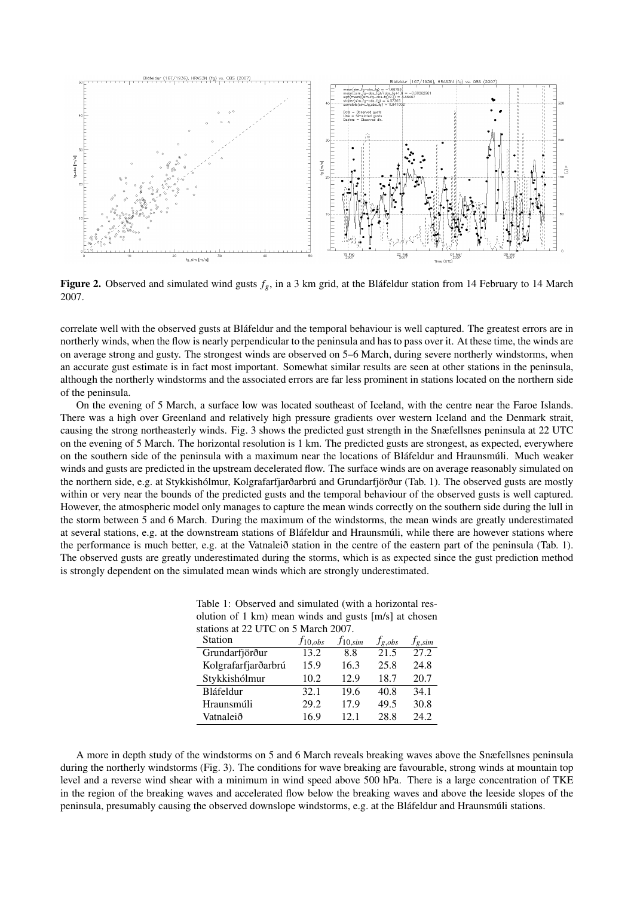**Figure 2.** Observed and simulated wind gusts $f_g$, in a 3 km grid, at the Bláfeldur station from 14 February to 14 March 2007.

correlate well with the observed gusts at Bláfeldur and the temporal behaviour is well captured. The greatest errors are in northerly winds, when the flow is nearly perpendicular to the peninsula and has to pass over it. At these time, the winds are on average strong and gusty. The strongest winds are observed on 5–6 March, during severe northerly windstorms, when an accurate gust estimate is in fact most important. Somewhat similar results are seen at other stations in the peninsula, although the northerly windstorms and the associated errors are far less prominent in stations located on the northern side of the peninsula.

On the evening of 5 March, a surface low was located southeast of Iceland, with the centre near the Faroe Islands. There was a high over Greenland and relatively high pressure gradients over western Iceland and the Denmark strait, causing the strong northeasterly winds. Fig. 3 shows the predicted gust strength in the Snæfellsnes peninsula at 22 UTC on the evening of 5 March. The horizontal resolution is 1 km. The predicted gusts are strongest, as expected, everywhere on the southern side of the peninsula with a maximum near the locations of Bláfeldur and Hraunsmúli. Much weaker winds and gusts are predicted in the upstream decelerated flow. The surface winds are on average reasonably simulated on the northern side, e.g. at Stykkishólmur, Kolgrafarfjarðarbrú and Grundarfjörður (Tab. 1). The observed gusts are mostly within or very near the bounds of the predicted gusts and the temporal behaviour of the observed gusts is well captured. However, the atmospheric model only manages to capture the mean winds correctly on the southern side during the lull in the storm between 5 and 6 March. During the maximum of the windstorms, the mean winds are greatly underestimated at several stations, e.g. at the downstream stations of Bláfeldur and Hraunsmúli, while there are however stations where the performance is much better, e.g. at the Vatnaleið station in the centre of the eastern part of the peninsula (Tab. 1). The observed gusts are greatly underestimated during the storms, which is as expected since the gust prediction method is strongly dependent on the simulated mean winds which are strongly underestimated.

Table 1: Observed and simulated (with a horizontal resolution of 1 km) mean winds and gusts [m/s] at chosen stations at 22 UTC on 5 March 2007.

| Station | $f_{10,obs}$ | $f_{10,sim}$ | $f_{g,obs}$ | $f_{g,sim}$ |
|---|---|---|---|---|
| Grundarfjörður | 13.2 | 8.8 | 21.5 | 27.2 |
| Kolgrafarfjarðarbrú | 15.9 | 16.3 | 25.8 | 24.8 |
| Stykkishólmur | 10.2 | 12.9 | 18.7 | 20.7 |
| Bláfeldur | 32.1 | 19.6 | 40.8 | 34.1 |
| Hraunsmúli | 29.2 | 17.9 | 49.5 | 30.8 |
| Vatnaleið | 16.9 | 12.1 | 28.8 | 24.2 |

A more in depth study of the windstorms on 5 and 6 March reveals breaking waves above the Snæfellsnes peninsula during the northerly windstorms (Fig. 3). The conditions for wave breaking are favourable, strong winds at mountain top level and a reverse wind shear with a minimum in wind speed above 500 hPa. There is a large concentration of TKE in the region of the breaking waves and accelerated flow below the breaking waves and above the leeside slopes of the peninsula, presumably causing the observed downslope windstorms, e.g. at the Bláfeldur and Hraunsmúli stations.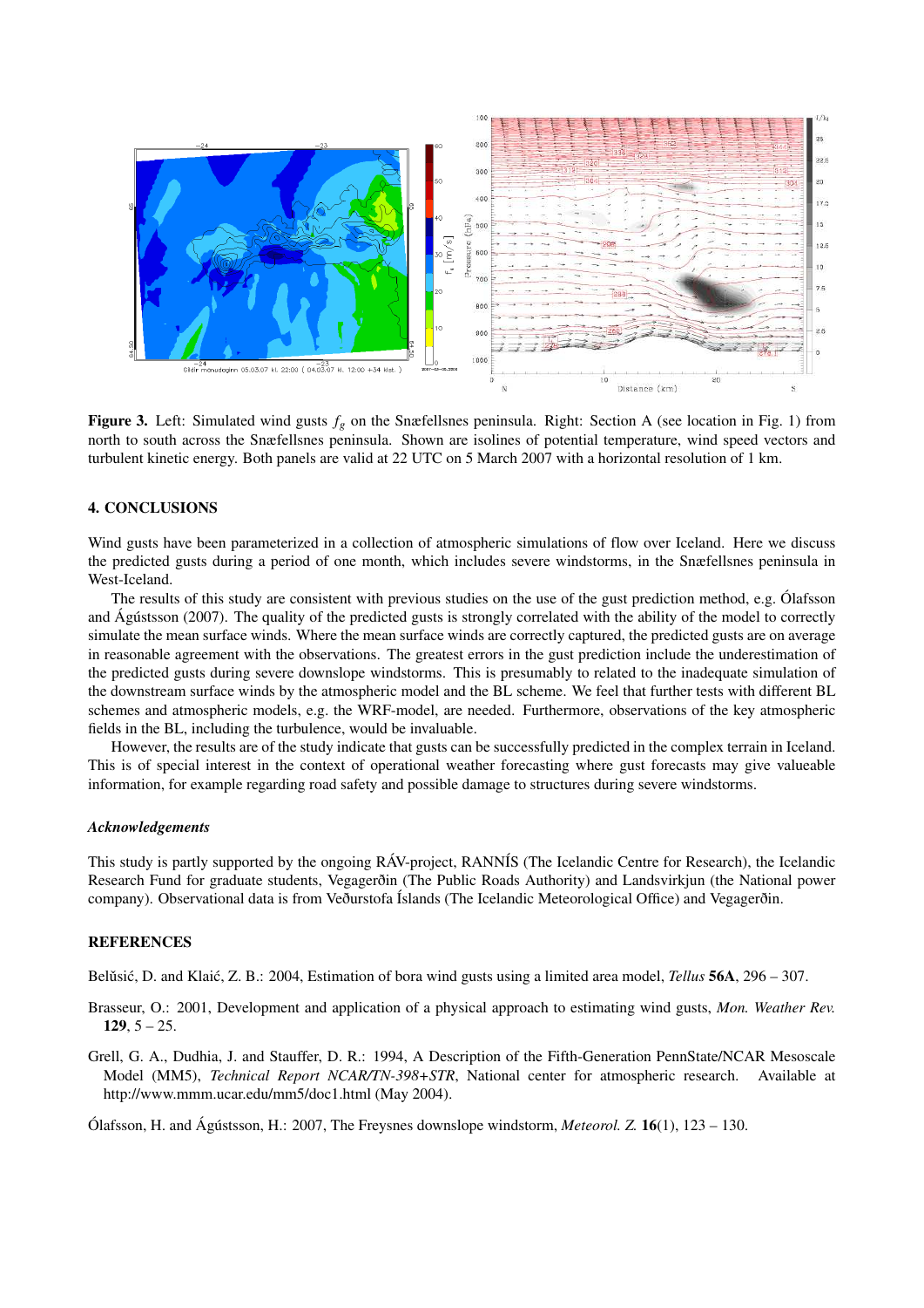**Figure 3.** Left: Simulated wind gusts $f_g$ on the Snæfellsnes peninsula. Right: Section A (see location in Fig. 1) from north to south across the Snæfellsnes peninsula. Shown are isolines of potential temperature, wind speed vectors and turbulent kinetic energy. Both panels are valid at 22 UTC on 5 March 2007 with a horizontal resolution of 1 km.

## 4. CONCLUSIONS

Wind gusts have been parameterized in a collection of atmospheric simulations of flow over Iceland. Here we discuss the predicted gusts during a period of one month, which includes severe windstorms, in the Snæfellsnes peninsula in West-Iceland.

The results of this study are consistent with previous studies on the use of the gust prediction method, e.g. Ólafsson and Ágústsson (2007). The quality of the predicted gusts is strongly correlated with the ability of the model to correctly simulate the mean surface winds. Where the mean surface winds are correctly captured, the predicted gusts are on average in reasonable agreement with the observations. The greatest errors in the gust prediction include the underestimation of the predicted gusts during severe downslope windstorms. This is presumably to related to the inadequate simulation of the downstream surface winds by the atmospheric model and the BL scheme. We feel that further tests with different BL schemes and atmospheric models, e.g. the WRF-model, are needed. Furthermore, observations of the key atmospheric fields in the BL, including the turbulence, would be invaluable.

However, the results are of the study indicate that gusts can be successfully predicted in the complex terrain in Iceland. This is of special interest in the context of operational weather forecasting where gust forecasts may give valueable information, for example regarding road safety and possible damage to structures during severe windstorms.

### *Acknowledgements*

This study is partly supported by the ongoing RÁV-project, RANNÍS (The Icelandic Centre for Research), the Icelandic Research Fund for graduate students, Vegagerðin (The Public Roads Authority) and Landsvirkjun (the National power company). Observational data is from Veðurstofa Íslands (The Icelandic Meteorological Office) and Vegagerðin.

## REFERENCES

Belǔsić, D. and Klaić, Z. B.: 2004, Estimation of bora wind gusts using a limited area model, *Tellus* **56A**, 296 – 307.

Brasseur, O.: 2001, Development and application of a physical approach to estimating wind gusts, *Mon. Weather Rev.* **129**, 5 – 25.

Grell, G. A., Dudhia, J. and Stauffer, D. R.: 1994, A Description of the Fifth-Generation PennState/NCAR Mesoscale Model (MM5), *Technical Report NCAR/TN-398+STR*, National center for atmospheric research. Available at http://www.mmm.ucar.edu/mm5/doc1.html (May 2004).

Ólafsson, H. and Ágústsson, H.: 2007, The Freysnes downslope windstorm, *Meteorol. Z.* **16**(1), 123 – 130.